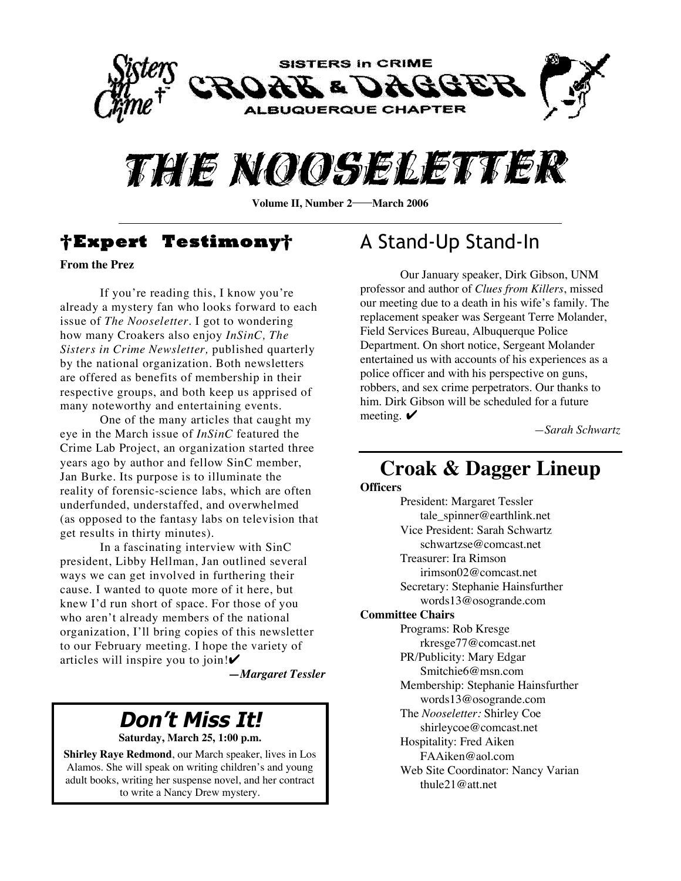SISTERS in CRIME

CROAK & DAGGER

ALBUQUERQUE CHAPTER

# THE NOOSELETTER

**Volume II, Number 2——March 2006**

## †Expert Testimony†

**From the Prez**

If you're reading this, I know you're already a mystery fan who looks forward to each issue of *The Nooseletter*. I got to wondering how many Croakers also enjoy *InSinC, The Sisters in Crime Newsletter,* published quarterly by the national organization. Both newsletters are offered as benefits of membership in their respective groups, and both keep us apprised of many noteworthy and entertaining events.

One of the many articles that caught my eye in the March issue of *InSinC* featured the Crime Lab Project, an organization started three years ago by author and fellow SinC member, Jan Burke. Its purpose is to illuminate the reality of forensic-science labs, which are often underfunded, understaffed, and overwhelmed (as opposed to the fantasy labs on television that get results in thirty minutes).

In a fascinating interview with SinC president, Libby Hellman, Jan outlined several ways we can get involved in furthering their cause. I wanted to quote more of it here, but knew I'd run short of space. For those of you who aren't already members of the national organization, I'll bring copies of this newsletter to our February meeting. I hope the variety of articles will inspire you to join!✔

***—Margaret Tessler***

## *Don't Miss It!*

**Saturday, March 25, 1:00 p.m.**

**Shirley Raye Redmond**, our March speaker, lives in Los Alamos. She will speak on writing children's and young adult books, writing her suspense novel, and her contract to write a Nancy Drew mystery.

## A Stand-Up Stand-In

Our January speaker, Dirk Gibson, UNM professor and author of *Clues from Killers*, missed our meeting due to a death in his wife's family. The replacement speaker was Sergeant Terre Molander, Field Services Bureau, Albuquerque Police Department. On short notice, Sergeant Molander entertained us with accounts of his experiences as a police officer and with his perspective on guns, robbers, and sex crime perpetrators. Our thanks to him. Dirk Gibson will be scheduled for a future meeting. ✔

*—Sarah Schwartz*

## Croak & Dagger Lineup

**Officers**

President: Margaret Tessler
tale_spinner@earthlink.net

Vice President: Sarah Schwartz
schwartzse@comcast.net

Treasurer: Ira Rimson
irimson02@comcast.net

Secretary: Stephanie Hainsfurther
words13@osogrande.com

**Committee Chairs**

Programs: Rob Kresge
rkresge77@comcast.net

PR/Publicity: Mary Edgar
Smitchie6@msn.com

Membership: Stephanie Hainsfurther
words13@osogrande.com

The *Nooseletter:* Shirley Coe
shirleycoe@comcast.net

Hospitality: Fred Aiken
FAAiken@aol.com

Web Site Coordinator: Nancy Varian
thule21@att.net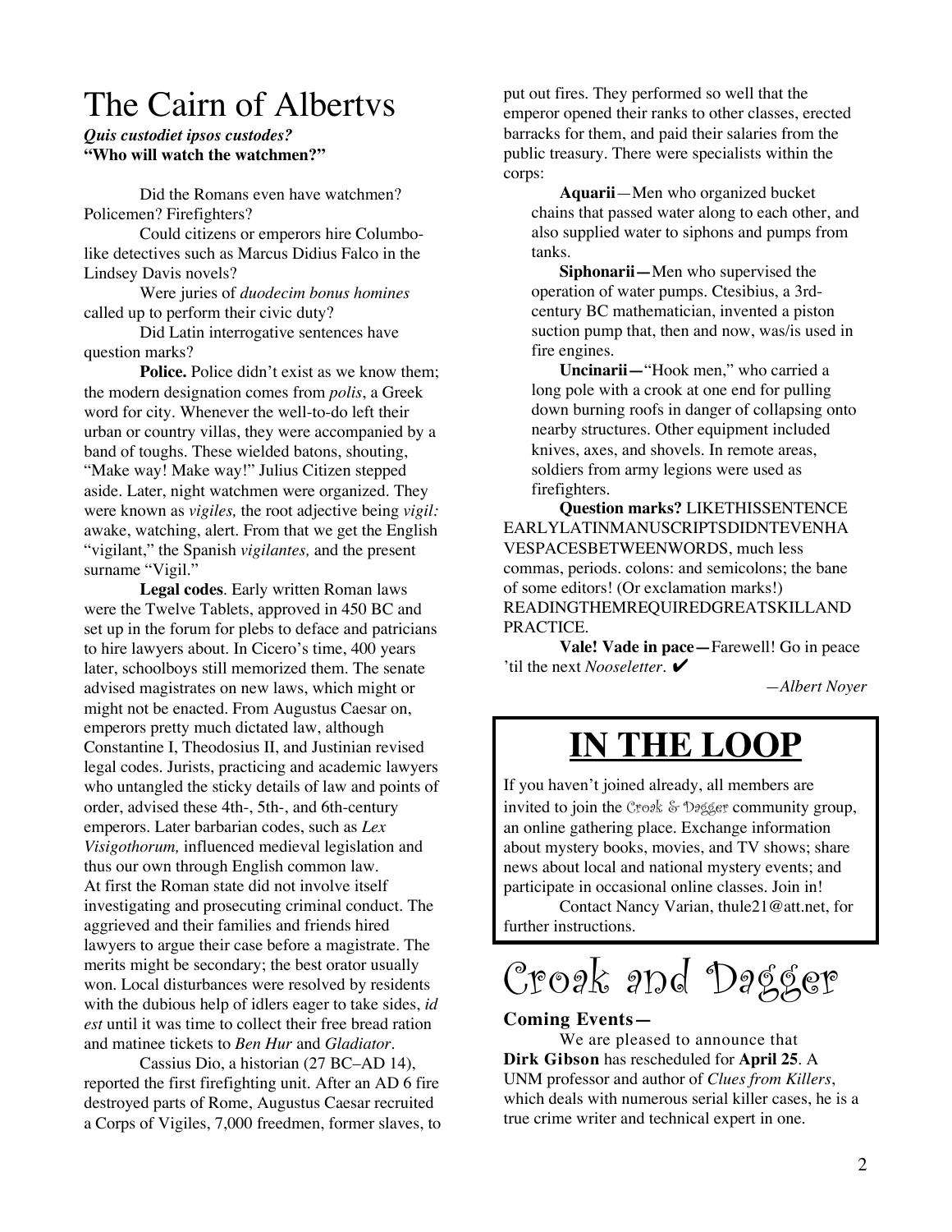# The Cairn of Albertvs

***Quis custodiet ipsos custodes?***
**"Who will watch the watchmen?"**

Did the Romans even have watchmen? Policemen? Firefighters?

Could citizens or emperors hire Columbo-like detectives such as Marcus Didius Falco in the Lindsey Davis novels?

Were juries of *duodecim bonus homines* called up to perform their civic duty?

Did Latin interrogative sentences have question marks?

**Police.** Police didn't exist as we know them; the modern designation comes from *polis*, a Greek word for city. Whenever the well-to-do left their urban or country villas, they were accompanied by a band of toughs. These wielded batons, shouting, "Make way! Make way!" Julius Citizen stepped aside. Later, night watchmen were organized. They were known as *vigiles,* the root adjective being *vigil:* awake, watching, alert. From that we get the English "vigilant," the Spanish *vigilantes,* and the present surname "Vigil."

**Legal codes**. Early written Roman laws were the Twelve Tablets, approved in 450 BC and set up in the forum for plebs to deface and patricians to hire lawyers about. In Cicero's time, 400 years later, schoolboys still memorized them. The senate advised magistrates on new laws, which might or might not be enacted. From Augustus Caesar on, emperors pretty much dictated law, although Constantine I, Theodosius II, and Justinian revised legal codes. Jurists, practicing and academic lawyers who untangled the sticky details of law and points of order, advised these 4th-, 5th-, and 6th-century emperors. Later barbarian codes, such as *Lex Visigothorum,* influenced medieval legislation and thus our own through English common law.
At first the Roman state did not involve itself investigating and prosecuting criminal conduct. The aggrieved and their families and friends hired lawyers to argue their case before a magistrate. The merits might be secondary; the best orator usually won. Local disturbances were resolved by residents with the dubious help of idlers eager to take sides, *id est* until it was time to collect their free bread ration and matinee tickets to *Ben Hur* and *Gladiator*.

Cassius Dio, a historian (27 BC–AD 14), reported the first firefighting unit. After an AD 6 fire destroyed parts of Rome, Augustus Caesar recruited a Corps of Vigiles, 7,000 freedmen, former slaves, to put out fires. They performed so well that the emperor opened their ranks to other classes, erected barracks for them, and paid their salaries from the public treasury. There were specialists within the corps:

> **Aquarii**—Men who organized bucket chains that passed water along to each other, and also supplied water to siphons and pumps from tanks.
>
> **Siphonarii—**Men who supervised the operation of water pumps. Ctesibius, a 3rd-century BC mathematician, invented a piston suction pump that, then and now, was/is used in fire engines.
>
> **Uncinarii—**"Hook men," who carried a long pole with a crook at one end for pulling down burning roofs in danger of collapsing onto nearby structures. Other equipment included knives, axes, and shovels. In remote areas, soldiers from army legions were used as firefighters.

**Question marks?** LIKETHISSENTENCE EARLYLATINMANUSCRIPTSDIDNTEVENHAVESPACESBETWEENWORDS, much less commas, periods. colons: and semicolons; the bane of some editors! (Or exclamation marks!) READINGTHEMREQUIREDGREATSKILLAND PRACTICE.

**Vale! Vade in pace—**Farewell! Go in peace 'til the next *Nooseletter*. ✔

—*Albert Noyer*

## IN THE LOOP

If you haven't joined already, all members are invited to join the Croak & Dagger community group, an online gathering place. Exchange information about mystery books, movies, and TV shows; share news about local and national mystery events; and participate in occasional online classes. Join in!

Contact Nancy Varian, thule21@att.net, for further instructions.

# Croak and Dagger

**Coming Events—**

We are pleased to announce that **Dirk Gibson** has rescheduled for **April 25**. A UNM professor and author of *Clues from Killers*, which deals with numerous serial killer cases, he is a true crime writer and technical expert in one.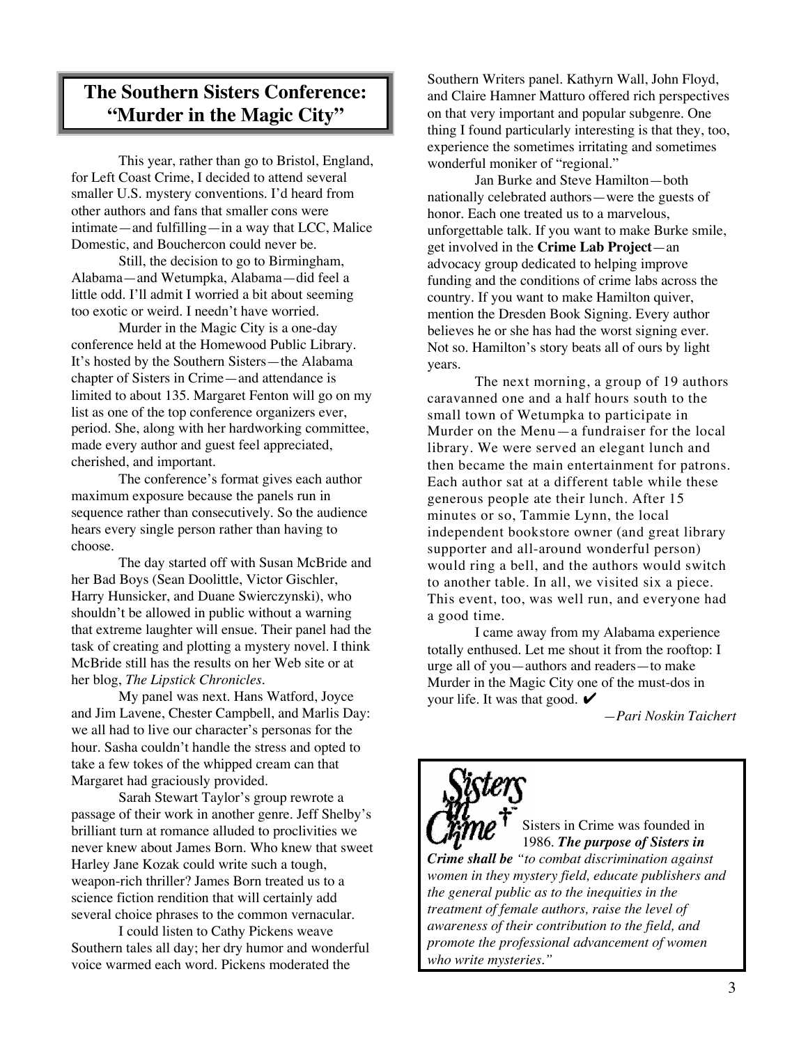## The Southern Sisters Conference: "Murder in the Magic City"

This year, rather than go to Bristol, England, for Left Coast Crime, I decided to attend several smaller U.S. mystery conventions. I'd heard from other authors and fans that smaller cons were intimate—and fulfilling—in a way that LCC, Malice Domestic, and Bouchercon could never be.

Still, the decision to go to Birmingham, Alabama—and Wetumpka, Alabama—did feel a little odd. I'll admit I worried a bit about seeming too exotic or weird. I needn't have worried.

Murder in the Magic City is a one-day conference held at the Homewood Public Library. It's hosted by the Southern Sisters—the Alabama chapter of Sisters in Crime—and attendance is limited to about 135. Margaret Fenton will go on my list as one of the top conference organizers ever, period. She, along with her hardworking committee, made every author and guest feel appreciated, cherished, and important.

The conference's format gives each author maximum exposure because the panels run in sequence rather than consecutively. So the audience hears every single person rather than having to choose.

The day started off with Susan McBride and her Bad Boys (Sean Doolittle, Victor Gischler, Harry Hunsicker, and Duane Swierczynski), who shouldn't be allowed in public without a warning that extreme laughter will ensue. Their panel had the task of creating and plotting a mystery novel. I think McBride still has the results on her Web site or at her blog, *The Lipstick Chronicles*.

My panel was next. Hans Watford, Joyce and Jim Lavene, Chester Campbell, and Marlis Day: we all had to live our character's personas for the hour. Sasha couldn't handle the stress and opted to take a few tokes of the whipped cream can that Margaret had graciously provided.

Sarah Stewart Taylor's group rewrote a passage of their work in another genre. Jeff Shelby's brilliant turn at romance alluded to proclivities we never knew about James Born. Who knew that sweet Harley Jane Kozak could write such a tough, weapon-rich thriller? James Born treated us to a science fiction rendition that will certainly add several choice phrases to the common vernacular.

I could listen to Cathy Pickens weave Southern tales all day; her dry humor and wonderful voice warmed each word. Pickens moderated the Southern Writers panel. Kathyrn Wall, John Floyd, and Claire Hamner Matturo offered rich perspectives on that very important and popular subgenre. One thing I found particularly interesting is that they, too, experience the sometimes irritating and sometimes wonderful moniker of "regional."

Jan Burke and Steve Hamilton—both nationally celebrated authors—were the guests of honor. Each one treated us to a marvelous, unforgettable talk. If you want to make Burke smile, get involved in the **Crime Lab Project**—an advocacy group dedicated to helping improve funding and the conditions of crime labs across the country. If you want to make Hamilton quiver, mention the Dresden Book Signing. Every author believes he or she has had the worst signing ever. Not so. Hamilton's story beats all of ours by light years.

The next morning, a group of 19 authors caravanned one and a half hours south to the small town of Wetumpka to participate in Murder on the Menu—a fundraiser for the local library. We were served an elegant lunch and then became the main entertainment for patrons. Each author sat at a different table while these generous people ate their lunch. After 15 minutes or so, Tammie Lynn, the local independent bookstore owner (and great library supporter and all-around wonderful person) would ring a bell, and the authors would switch to another table. In all, we visited six a piece. This event, too, was well run, and everyone had a good time.

I came away from my Alabama experience totally enthused. Let me shout it from the rooftop: I urge all of you—authors and readers—to make Murder in the Magic City one of the must-dos in your life. It was that good. ✔

*—Pari Noskin Taichert*

---

Sisters in Crime

Sisters in Crime was founded in 1986. ***The purpose of Sisters in Crime shall be*** *"to combat discrimination against women in they mystery field, educate publishers and the general public as to the inequities in the treatment of female authors, raise the level of awareness of their contribution to the field, and promote the professional advancement of women who write mysteries."*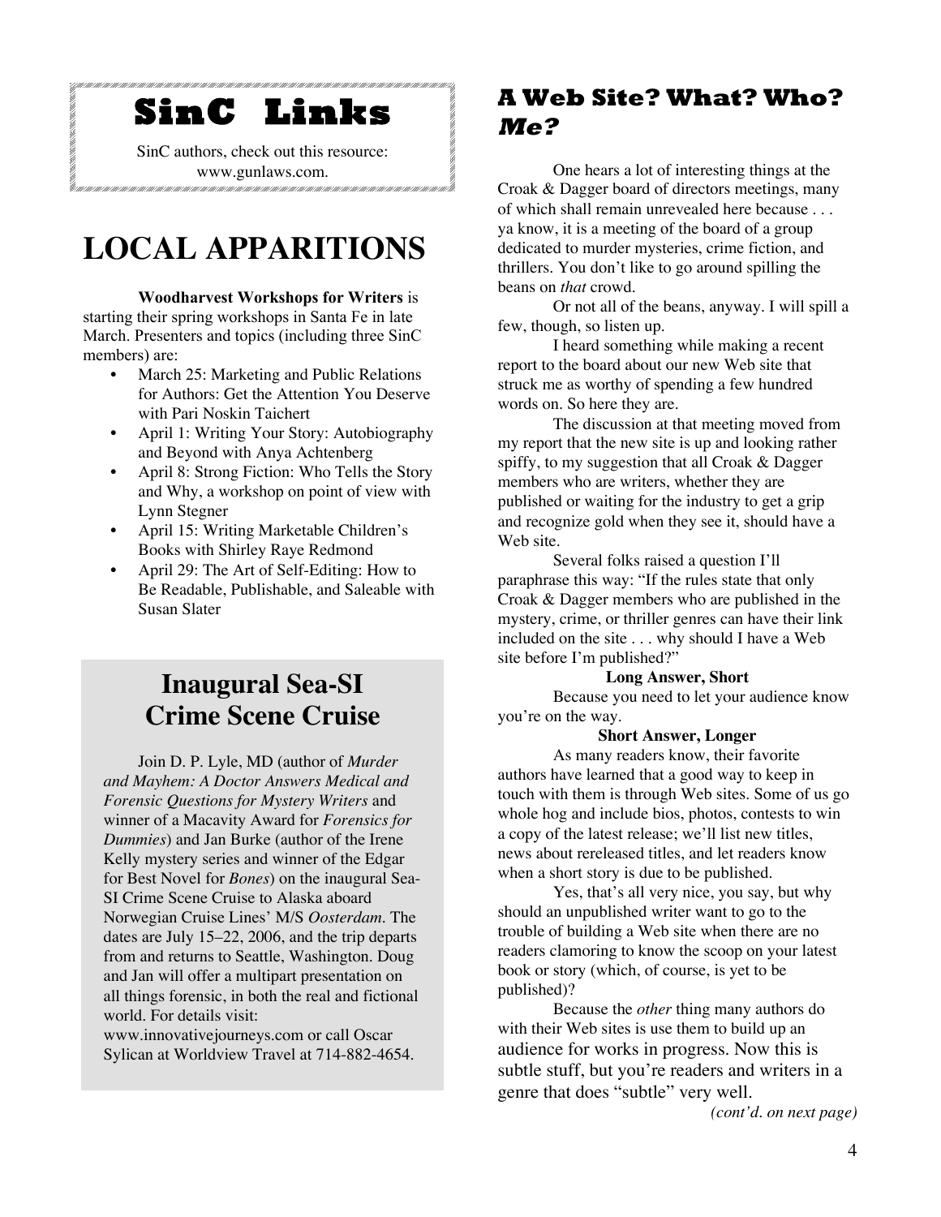## SinC Links

SinC authors, check out this resource: www.gunlaws.com.

# LOCAL APPARITIONS

**Woodharvest Workshops for Writers** is starting their spring workshops in Santa Fe in late March. Presenters and topics (including three SinC members) are:

- March 25: Marketing and Public Relations for Authors: Get the Attention You Deserve with Pari Noskin Taichert
- April 1: Writing Your Story: Autobiography and Beyond with Anya Achtenberg
- April 8: Strong Fiction: Who Tells the Story and Why, a workshop on point of view with Lynn Stegner
- April 15: Writing Marketable Children's Books with Shirley Raye Redmond
- April 29: The Art of Self-Editing: How to Be Readable, Publishable, and Saleable with Susan Slater

## Inaugural Sea-SI Crime Scene Cruise

Join D. P. Lyle, MD (author of *Murder and Mayhem: A Doctor Answers Medical and Forensic Questions for Mystery Writers* and winner of a Macavity Award for *Forensics for Dummies*) and Jan Burke (author of the Irene Kelly mystery series and winner of the Edgar for Best Novel for *Bones*) on the inaugural Sea-SI Crime Scene Cruise to Alaska aboard Norwegian Cruise Lines' M/S *Oosterdam*. The dates are July 15–22, 2006, and the trip departs from and returns to Seattle, Washington. Doug and Jan will offer a multipart presentation on all things forensic, in both the real and fictional world. For details visit: www.innovativejourneys.com or call Oscar Sylican at Worldview Travel at 714-882-4654.

## A Web Site? What? Who? *Me?*

One hears a lot of interesting things at the Croak & Dagger board of directors meetings, many of which shall remain unrevealed here because . . . ya know, it is a meeting of the board of a group dedicated to murder mysteries, crime fiction, and thrillers. You don't like to go around spilling the beans on *that* crowd.

Or not all of the beans, anyway. I will spill a few, though, so listen up.

I heard something while making a recent report to the board about our new Web site that struck me as worthy of spending a few hundred words on. So here they are.

The discussion at that meeting moved from my report that the new site is up and looking rather spiffy, to my suggestion that all Croak & Dagger members who are writers, whether they are published or waiting for the industry to get a grip and recognize gold when they see it, should have a Web site.

Several folks raised a question I'll paraphrase this way: "If the rules state that only Croak & Dagger members who are published in the mystery, crime, or thriller genres can have their link included on the site . . . why should I have a Web site before I'm published?"

**Long Answer, Short**

Because you need to let your audience know you're on the way.

**Short Answer, Longer**

As many readers know, their favorite authors have learned that a good way to keep in touch with them is through Web sites. Some of us go whole hog and include bios, photos, contests to win a copy of the latest release; we'll list new titles, news about rereleased titles, and let readers know when a short story is due to be published.

Yes, that's all very nice, you say, but why should an unpublished writer want to go to the trouble of building a Web site when there are no readers clamoring to know the scoop on your latest book or story (which, of course, is yet to be published)?

Because the *other* thing many authors do with their Web sites is use them to build up an audience for works in progress. Now this is subtle stuff, but you're readers and writers in a genre that does "subtle" very well.

*(cont'd. on next page)*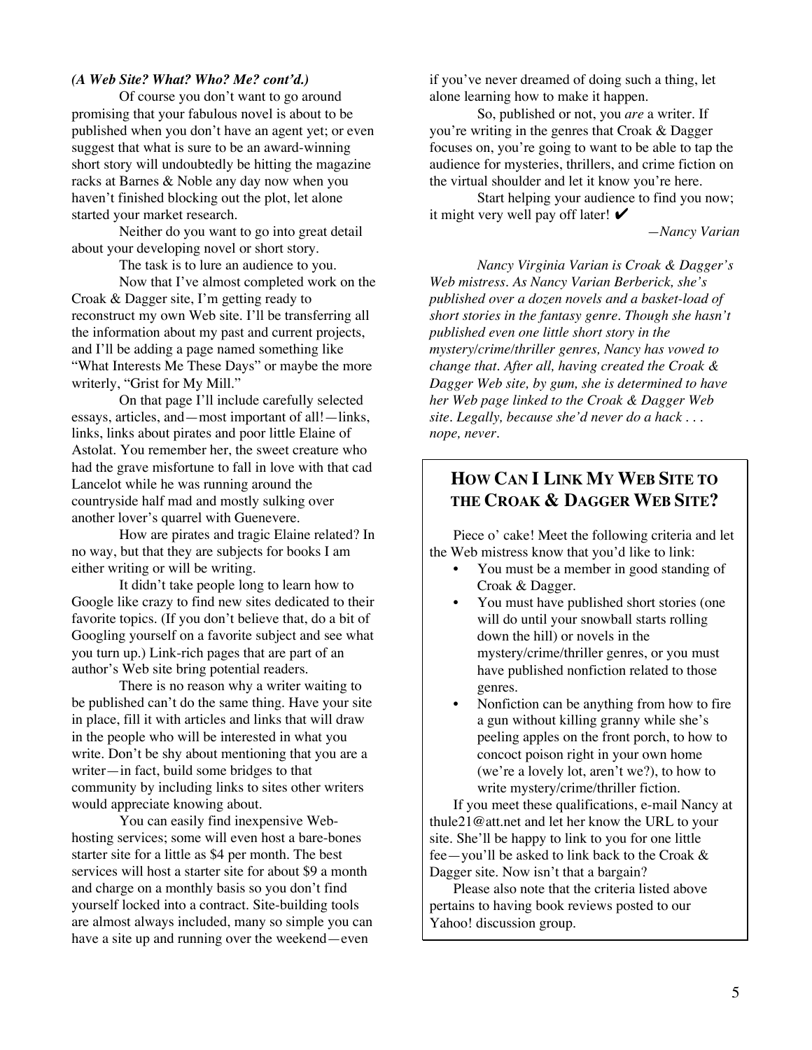***(A Web Site? What? Who? Me? cont'd.)***

Of course you don't want to go around promising that your fabulous novel is about to be published when you don't have an agent yet; or even suggest that what is sure to be an award-winning short story will undoubtedly be hitting the magazine racks at Barnes & Noble any day now when you haven't finished blocking out the plot, let alone started your market research.

Neither do you want to go into great detail about your developing novel or short story.

The task is to lure an audience to you.

Now that I've almost completed work on the Croak & Dagger site, I'm getting ready to reconstruct my own Web site. I'll be transferring all the information about my past and current projects, and I'll be adding a page named something like "What Interests Me These Days" or maybe the more writerly, "Grist for My Mill."

On that page I'll include carefully selected essays, articles, and—most important of all!—links, links, links about pirates and poor little Elaine of Astolat. You remember her, the sweet creature who had the grave misfortune to fall in love with that cad Lancelot while he was running around the countryside half mad and mostly sulking over another lover's quarrel with Guenevere.

How are pirates and tragic Elaine related? In no way, but that they are subjects for books I am either writing or will be writing.

It didn't take people long to learn how to Google like crazy to find new sites dedicated to their favorite topics. (If you don't believe that, do a bit of Googling yourself on a favorite subject and see what you turn up.) Link-rich pages that are part of an author's Web site bring potential readers.

There is no reason why a writer waiting to be published can't do the same thing. Have your site in place, fill it with articles and links that will draw in the people who will be interested in what you write. Don't be shy about mentioning that you are a writer—in fact, build some bridges to that community by including links to sites other writers would appreciate knowing about.

You can easily find inexpensive Web-hosting services; some will even host a bare-bones starter site for a little as $4 per month. The best services will host a starter site for about $9 a month and charge on a monthly basis so you don't find yourself locked into a contract. Site-building tools are almost always included, many so simple you can have a site up and running over the weekend—even if you've never dreamed of doing such a thing, let alone learning how to make it happen.

So, published or not, you *are* a writer. If you're writing in the genres that Croak & Dagger focuses on, you're going to want to be able to tap the audience for mysteries, thrillers, and crime fiction on the virtual shoulder and let it know you're here.

Start helping your audience to find you now; it might very well pay off later! ✔

—*Nancy Varian*

*Nancy Virginia Varian is Croak & Dagger's Web mistress. As Nancy Varian Berberick, she's published over a dozen novels and a basket-load of short stories in the fantasy genre. Though she hasn't published even one little short story in the mystery/crime/thriller genres, Nancy has vowed to change that. After all, having created the Croak & Dagger Web site, by gum, she is determined to have her Web page linked to the Croak & Dagger Web site. Legally, because she'd never do a hack . . . nope, never.*

## How Can I Link My Web Site to the Croak & Dagger Web Site?

Piece o' cake! Meet the following criteria and let the Web mistress know that you'd like to link:

- You must be a member in good standing of Croak & Dagger.
- You must have published short stories (one will do until your snowball starts rolling down the hill) or novels in the mystery/crime/thriller genres, or you must have published nonfiction related to those genres.
- Nonfiction can be anything from how to fire a gun without killing granny while she's peeling apples on the front porch, to how to concoct poison right in your own home (we're a lovely lot, aren't we?), to how to write mystery/crime/thriller fiction.

If you meet these qualifications, e-mail Nancy at thule21@att.net and let her know the URL to your site. She'll be happy to link to you for one little fee—you'll be asked to link back to the Croak & Dagger site. Now isn't that a bargain?

Please also note that the criteria listed above pertains to having book reviews posted to our Yahoo! discussion group.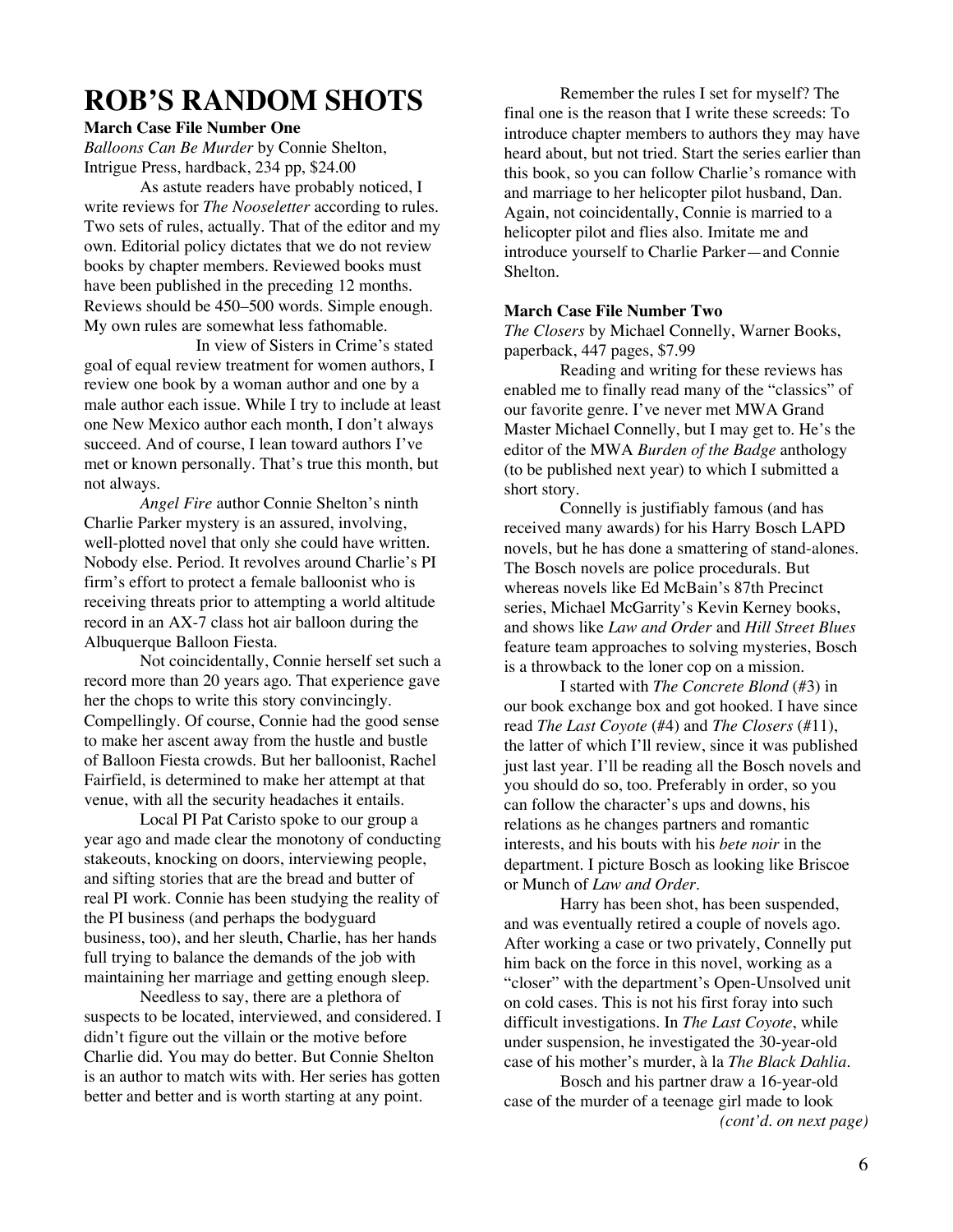# ROB'S RANDOM SHOTS

**March Case File Number One**

*Balloons Can Be Murder* by Connie Shelton, Intrigue Press, hardback, 234 pp, $24.00

As astute readers have probably noticed, I write reviews for *The Nooseletter* according to rules. Two sets of rules, actually. That of the editor and my own. Editorial policy dictates that we do not review books by chapter members. Reviewed books must have been published in the preceding 12 months. Reviews should be 450–500 words. Simple enough. My own rules are somewhat less fathomable.

In view of Sisters in Crime's stated goal of equal review treatment for women authors, I review one book by a woman author and one by a male author each issue. While I try to include at least one New Mexico author each month, I don't always succeed. And of course, I lean toward authors I've met or known personally. That's true this month, but not always.

*Angel Fire* author Connie Shelton's ninth Charlie Parker mystery is an assured, involving, well-plotted novel that only she could have written. Nobody else. Period. It revolves around Charlie's PI firm's effort to protect a female balloonist who is receiving threats prior to attempting a world altitude record in an AX-7 class hot air balloon during the Albuquerque Balloon Fiesta.

Not coincidentally, Connie herself set such a record more than 20 years ago. That experience gave her the chops to write this story convincingly. Compellingly. Of course, Connie had the good sense to make her ascent away from the hustle and bustle of Balloon Fiesta crowds. But her balloonist, Rachel Fairfield, is determined to make her attempt at that venue, with all the security headaches it entails.

Local PI Pat Caristo spoke to our group a year ago and made clear the monotony of conducting stakeouts, knocking on doors, interviewing people, and sifting stories that are the bread and butter of real PI work. Connie has been studying the reality of the PI business (and perhaps the bodyguard business, too), and her sleuth, Charlie, has her hands full trying to balance the demands of the job with maintaining her marriage and getting enough sleep.

Needless to say, there are a plethora of suspects to be located, interviewed, and considered. I didn't figure out the villain or the motive before Charlie did. You may do better. But Connie Shelton is an author to match wits with. Her series has gotten better and better and is worth starting at any point.

Remember the rules I set for myself? The final one is the reason that I write these screeds: To introduce chapter members to authors they may have heard about, but not tried. Start the series earlier than this book, so you can follow Charlie's romance with and marriage to her helicopter pilot husband, Dan. Again, not coincidentally, Connie is married to a helicopter pilot and flies also. Imitate me and introduce yourself to Charlie Parker—and Connie Shelton.

**March Case File Number Two**

*The Closers* by Michael Connelly, Warner Books, paperback, 447 pages, $7.99

Reading and writing for these reviews has enabled me to finally read many of the "classics" of our favorite genre. I've never met MWA Grand Master Michael Connelly, but I may get to. He's the editor of the MWA *Burden of the Badge* anthology (to be published next year) to which I submitted a short story.

Connelly is justifiably famous (and has received many awards) for his Harry Bosch LAPD novels, but he has done a smattering of stand-alones. The Bosch novels are police procedurals. But whereas novels like Ed McBain's 87th Precinct series, Michael McGarrity's Kevin Kerney books, and shows like *Law and Order* and *Hill Street Blues* feature team approaches to solving mysteries, Bosch is a throwback to the loner cop on a mission.

I started with *The Concrete Blond* (#3) in our book exchange box and got hooked. I have since read *The Last Coyote* (#4) and *The Closers* (#11), the latter of which I'll review, since it was published just last year. I'll be reading all the Bosch novels and you should do so, too. Preferably in order, so you can follow the character's ups and downs, his relations as he changes partners and romantic interests, and his bouts with his *bete noir* in the department. I picture Bosch as looking like Briscoe or Munch of *Law and Order*.

Harry has been shot, has been suspended, and was eventually retired a couple of novels ago. After working a case or two privately, Connelly put him back on the force in this novel, working as a "closer" with the department's Open-Unsolved unit on cold cases. This is not his first foray into such difficult investigations. In *The Last Coyote*, while under suspension, he investigated the 30-year-old case of his mother's murder, à la *The Black Dahlia*.

Bosch and his partner draw a 16-year-old case of the murder of a teenage girl made to look

*(cont'd. on next page)*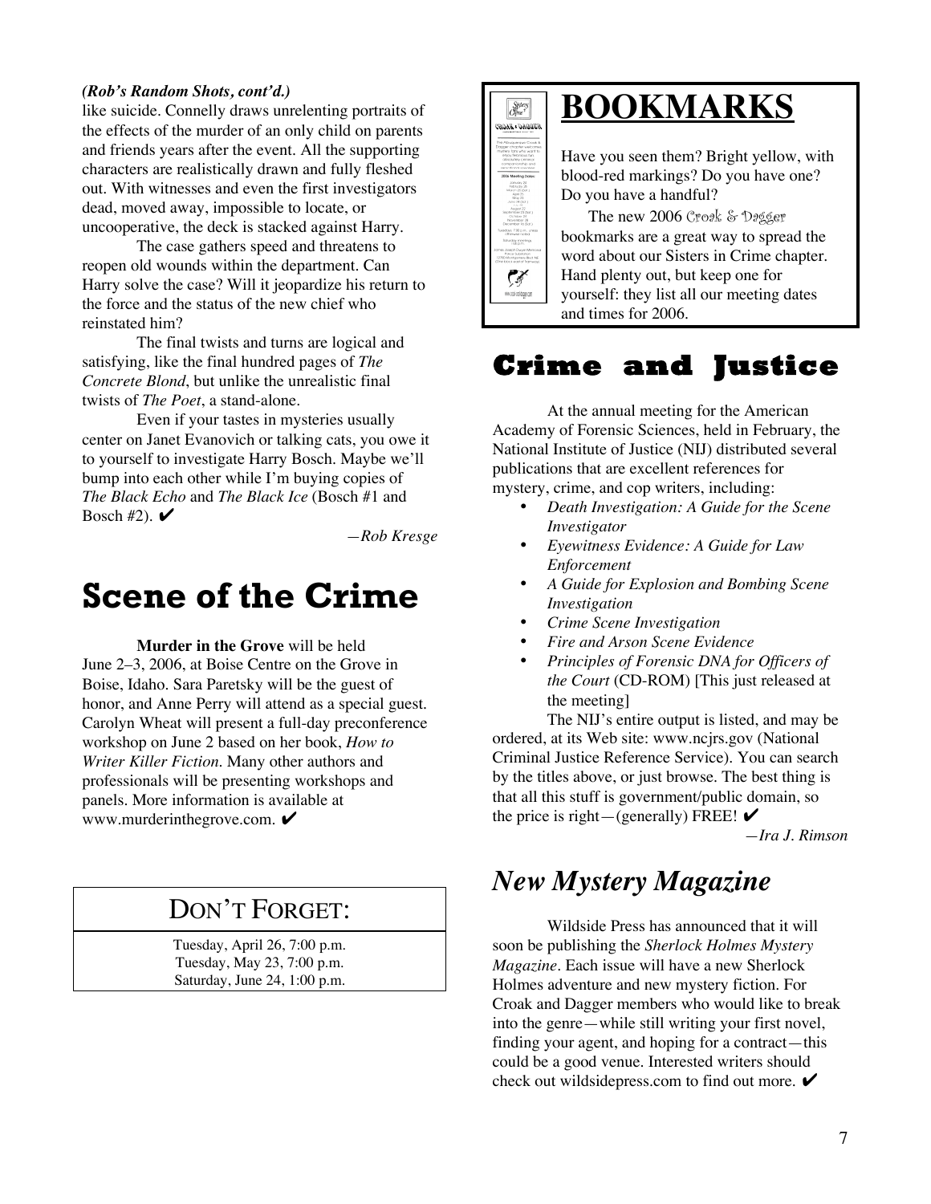*(Rob's Random Shots, cont'd.)*

like suicide. Connelly draws unrelenting portraits of the effects of the murder of an only child on parents and friends years after the event. All the supporting characters are realistically drawn and fully fleshed out. With witnesses and even the first investigators dead, moved away, impossible to locate, or uncooperative, the deck is stacked against Harry.

The case gathers speed and threatens to reopen old wounds within the department. Can Harry solve the case? Will it jeopardize his return to the force and the status of the new chief who reinstated him?

The final twists and turns are logical and satisfying, like the final hundred pages of *The Concrete Blond*, but unlike the unrealistic final twists of *The Poet*, a stand-alone.

Even if your tastes in mysteries usually center on Janet Evanovich or talking cats, you owe it to yourself to investigate Harry Bosch. Maybe we'll bump into each other while I'm buying copies of *The Black Echo* and *The Black Ice* (Bosch #1 and Bosch #2). ✔

—*Rob Kresge*

# Scene of the Crime

**Murder in the Grove** will be held June 2–3, 2006, at Boise Centre on the Grove in Boise, Idaho. Sara Paretsky will be the guest of honor, and Anne Perry will attend as a special guest. Carolyn Wheat will present a full-day preconference workshop on June 2 based on her book, *How to Writer Killer Fiction*. Many other authors and professionals will be presenting workshops and panels. More information is available at www.murderinthegrove.com. ✔

## DON'T FORGET:

Tuesday, April 26, 7:00 p.m.
Tuesday, May 23, 7:00 p.m.
Saturday, June 24, 1:00 p.m.

# BOOKMARKS

Have you seen them? Bright yellow, with blood-red markings? Do you have one? Do you have a handful?

The new 2006 Croak & Dagger bookmarks are a great way to spread the word about our Sisters in Crime chapter. Hand plenty out, but keep one for yourself: they list all our meeting dates and times for 2006.

# Crime and Justice

At the annual meeting for the American Academy of Forensic Sciences, held in February, the National Institute of Justice (NIJ) distributed several publications that are excellent references for mystery, crime, and cop writers, including:

- *Death Investigation: A Guide for the Scene Investigator*
- *Eyewitness Evidence: A Guide for Law Enforcement*
- *A Guide for Explosion and Bombing Scene Investigation*
- *Crime Scene Investigation*
- *Fire and Arson Scene Evidence*
- *Principles of Forensic DNA for Officers of the Court* (CD-ROM) [This just released at the meeting]

The NIJ's entire output is listed, and may be ordered, at its Web site: www.ncjrs.gov (National Criminal Justice Reference Service). You can search by the titles above, or just browse. The best thing is that all this stuff is government/public domain, so the price is right—(generally) FREE! ✔

—*Ira J. Rimson*

# *New Mystery Magazine*

Wildside Press has announced that it will soon be publishing the *Sherlock Holmes Mystery Magazine*. Each issue will have a new Sherlock Holmes adventure and new mystery fiction. For Croak and Dagger members who would like to break into the genre—while still writing your first novel, finding your agent, and hoping for a contract—this could be a good venue. Interested writers should check out wildsidepress.com to find out more. ✔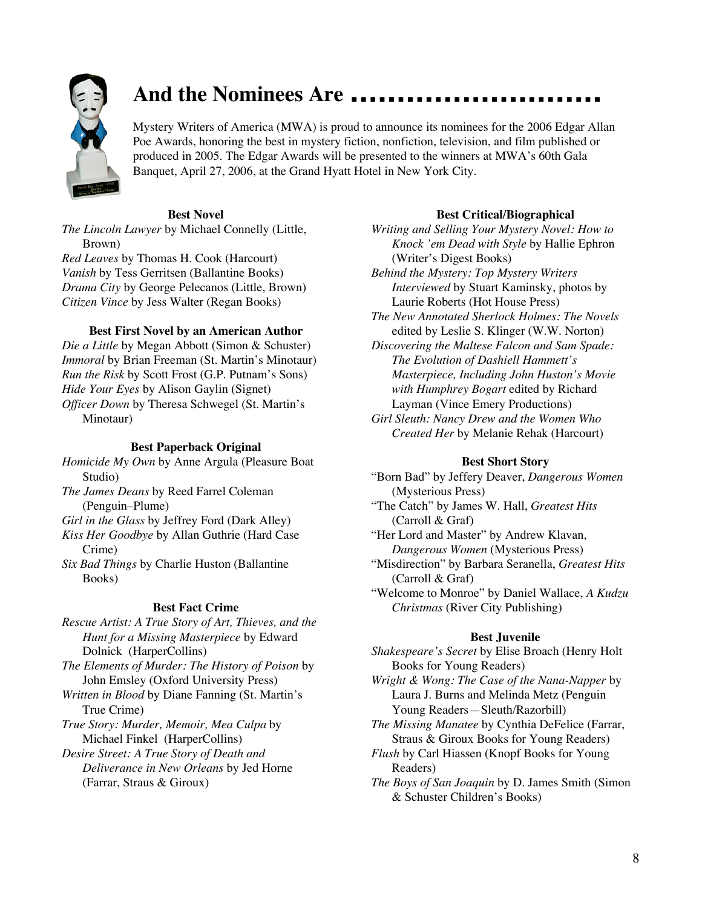# And the Nominees Are ..........................

Mystery Writers of America (MWA) is proud to announce its nominees for the 2006 Edgar Allan Poe Awards, honoring the best in mystery fiction, nonfiction, television, and film published or produced in 2005. The Edgar Awards will be presented to the winners at MWA's 60th Gala Banquet, April 27, 2006, at the Grand Hyatt Hotel in New York City.

### Best Novel

*The Lincoln Lawyer* by Michael Connelly (Little, Brown)
*Red Leaves* by Thomas H. Cook (Harcourt)
*Vanish* by Tess Gerritsen (Ballantine Books)
*Drama City* by George Pelecanos (Little, Brown)
*Citizen Vince* by Jess Walter (Regan Books)

### Best First Novel by an American Author

*Die a Little* by Megan Abbott (Simon & Schuster)
*Immoral* by Brian Freeman (St. Martin's Minotaur)
*Run the Risk* by Scott Frost (G.P. Putnam's Sons)
*Hide Your Eyes* by Alison Gaylin (Signet)
*Officer Down* by Theresa Schwegel (St. Martin's Minotaur)

### Best Paperback Original

*Homicide My Own* by Anne Argula (Pleasure Boat Studio)
*The James Deans* by Reed Farrel Coleman (Penguin–Plume)
*Girl in the Glass* by Jeffrey Ford (Dark Alley)
*Kiss Her Goodbye* by Allan Guthrie (Hard Case Crime)
*Six Bad Things* by Charlie Huston (Ballantine Books)

### Best Fact Crime

*Rescue Artist: A True Story of Art, Thieves, and the Hunt for a Missing Masterpiece* by Edward Dolnick (HarperCollins)
*The Elements of Murder: The History of Poison* by John Emsley (Oxford University Press)
*Written in Blood* by Diane Fanning (St. Martin's True Crime)
*True Story: Murder, Memoir, Mea Culpa* by Michael Finkel (HarperCollins)
*Desire Street: A True Story of Death and Deliverance in New Orleans* by Jed Horne (Farrar, Straus & Giroux)

### Best Critical/Biographical

*Writing and Selling Your Mystery Novel: How to Knock 'em Dead with Style* by Hallie Ephron (Writer's Digest Books)
*Behind the Mystery: Top Mystery Writers Interviewed* by Stuart Kaminsky, photos by Laurie Roberts (Hot House Press)
*The New Annotated Sherlock Holmes: The Novels* edited by Leslie S. Klinger (W.W. Norton)
*Discovering the Maltese Falcon and Sam Spade: The Evolution of Dashiell Hammett's Masterpiece, Including John Huston's Movie with Humphrey Bogart* edited by Richard Layman (Vince Emery Productions)
*Girl Sleuth: Nancy Drew and the Women Who Created Her* by Melanie Rehak (Harcourt)

### Best Short Story

"Born Bad" by Jeffery Deaver, *Dangerous Women* (Mysterious Press)
"The Catch" by James W. Hall, *Greatest Hits* (Carroll & Graf)
"Her Lord and Master" by Andrew Klavan, *Dangerous Women* (Mysterious Press)
"Misdirection" by Barbara Seranella, *Greatest Hits* (Carroll & Graf)
"Welcome to Monroe" by Daniel Wallace, *A Kudzu Christmas* (River City Publishing)

### Best Juvenile

*Shakespeare's Secret* by Elise Broach (Henry Holt Books for Young Readers)
*Wright & Wong: The Case of the Nana-Napper* by Laura J. Burns and Melinda Metz (Penguin Young Readers—Sleuth/Razorbill)
*The Missing Manatee* by Cynthia DeFelice (Farrar, Straus & Giroux Books for Young Readers)
*Flush* by Carl Hiassen (Knopf Books for Young Readers)
*The Boys of San Joaquin* by D. James Smith (Simon & Schuster Children's Books)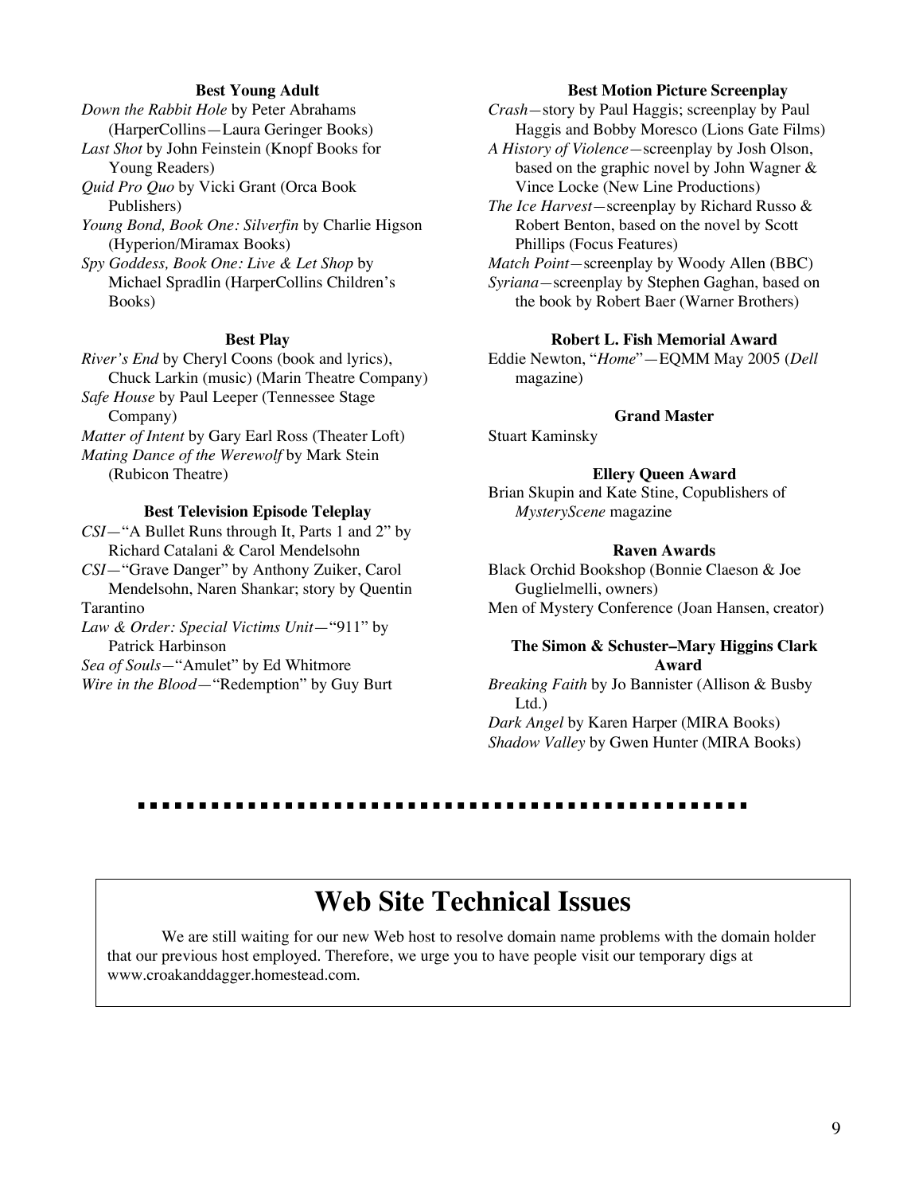**Best Young Adult**

*Down the Rabbit Hole* by Peter Abrahams (HarperCollins—Laura Geringer Books)
*Last Shot* by John Feinstein (Knopf Books for Young Readers)
*Quid Pro Quo* by Vicki Grant (Orca Book Publishers)
*Young Bond, Book One: Silverfin* by Charlie Higson (Hyperion/Miramax Books)
*Spy Goddess, Book One: Live & Let Shop* by Michael Spradlin (HarperCollins Children's Books)

**Best Play**

*River's End* by Cheryl Coons (book and lyrics), Chuck Larkin (music) (Marin Theatre Company)
*Safe House* by Paul Leeper (Tennessee Stage Company)
*Matter of Intent* by Gary Earl Ross (Theater Loft)
*Mating Dance of the Werewolf* by Mark Stein (Rubicon Theatre)

**Best Television Episode Teleplay**

*CSI*—"A Bullet Runs through It, Parts 1 and 2" by Richard Catalani & Carol Mendelsohn
*CSI*—"Grave Danger" by Anthony Zuiker, Carol Mendelsohn, Naren Shankar; story by Quentin Tarantino
*Law & Order: Special Victims Unit*—"911" by Patrick Harbinson
*Sea of Souls*—"Amulet" by Ed Whitmore
*Wire in the Blood*—"Redemption" by Guy Burt

**Best Motion Picture Screenplay**

*Crash*—story by Paul Haggis; screenplay by Paul Haggis and Bobby Moresco (Lions Gate Films)
*A History of Violence*—screenplay by Josh Olson, based on the graphic novel by John Wagner & Vince Locke (New Line Productions)
*The Ice Harvest*—screenplay by Richard Russo & Robert Benton, based on the novel by Scott Phillips (Focus Features)
*Match Point*—screenplay by Woody Allen (BBC)
*Syriana*—screenplay by Stephen Gaghan, based on the book by Robert Baer (Warner Brothers)

**Robert L. Fish Memorial Award**

Eddie Newton, "*Home*"—EQMM May 2005 (*Dell* magazine)

**Grand Master**

Stuart Kaminsky

**Ellery Queen Award**

Brian Skupin and Kate Stine, Copublishers of *MysteryScene* magazine

**Raven Awards**

Black Orchid Bookshop (Bonnie Claeson & Joe Guglielmelli, owners)
Men of Mystery Conference (Joan Hansen, creator)

**The Simon & Schuster–Mary Higgins Clark Award**

*Breaking Faith* by Jo Bannister (Allison & Busby Ltd.)
*Dark Angel* by Karen Harper (MIRA Books)
*Shadow Valley* by Gwen Hunter (MIRA Books)

---

# Web Site Technical Issues

We are still waiting for our new Web host to resolve domain name problems with the domain holder that our previous host employed. Therefore, we urge you to have people visit our temporary digs at www.croakanddagger.homestead.com.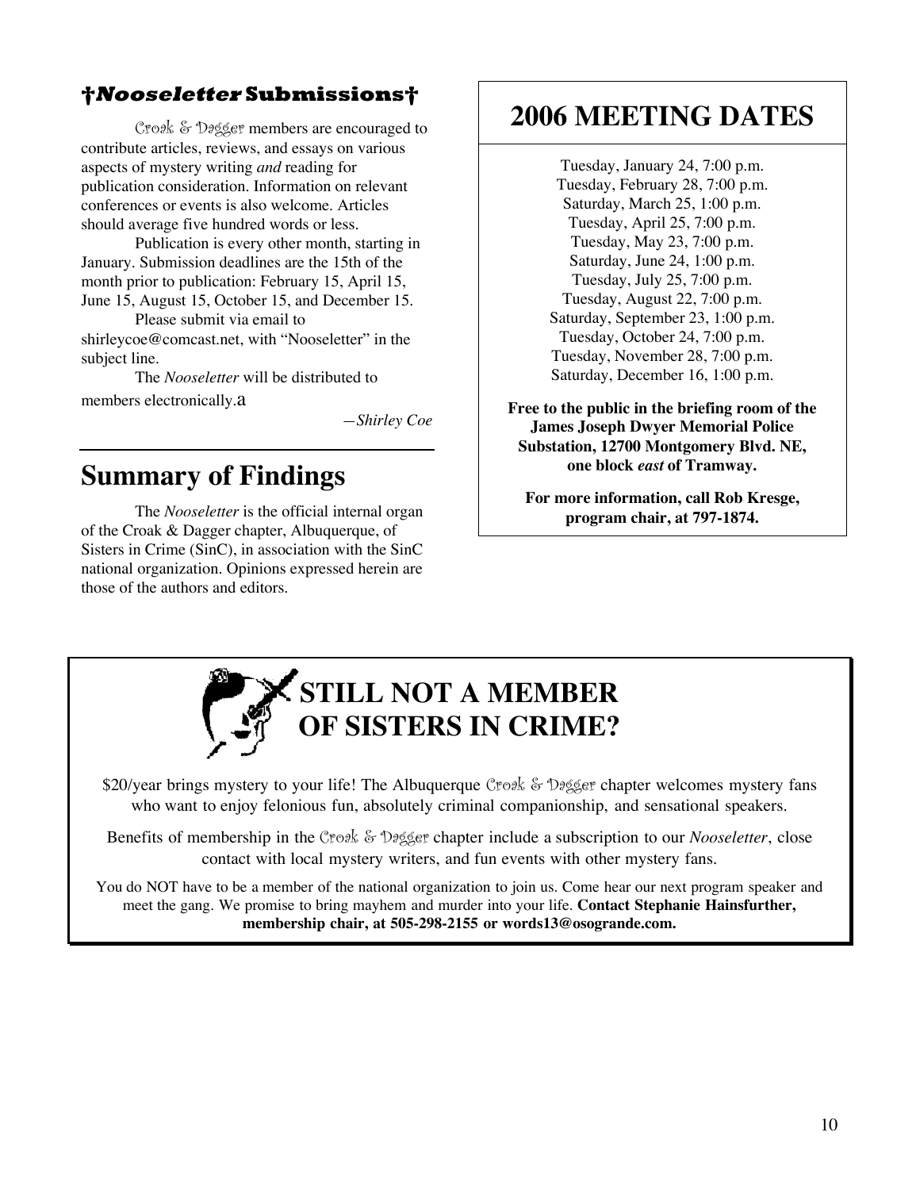## †*Nooseletter* Submissions†

Croak & Dagger members are encouraged to contribute articles, reviews, and essays on various aspects of mystery writing *and* reading for publication consideration. Information on relevant conferences or events is also welcome. Articles should average five hundred words or less.

Publication is every other month, starting in January. Submission deadlines are the 15th of the month prior to publication: February 15, April 15, June 15, August 15, October 15, and December 15.

Please submit via email to shirleycoe@comcast.net, with "Nooseletter" in the subject line.

The *Nooseletter* will be distributed to members electronically.a

*—Shirley Coe*

# Summary of Findings

The *Nooseletter* is the official internal organ of the Croak & Dagger chapter, Albuquerque, of Sisters in Crime (SinC), in association with the SinC national organization. Opinions expressed herein are those of the authors and editors.

# 2006 MEETING DATES

Tuesday, January 24, 7:00 p.m.
Tuesday, February 28, 7:00 p.m.
Saturday, March 25, 1:00 p.m.
Tuesday, April 25, 7:00 p.m.
Tuesday, May 23, 7:00 p.m.
Saturday, June 24, 1:00 p.m.
Tuesday, July 25, 7:00 p.m.
Tuesday, August 22, 7:00 p.m.
Saturday, September 23, 1:00 p.m.
Tuesday, October 24, 7:00 p.m.
Tuesday, November 28, 7:00 p.m.
Saturday, December 16, 1:00 p.m.

**Free to the public in the briefing room of the James Joseph Dwyer Memorial Police Substation, 12700 Montgomery Blvd. NE, one block *east* of Tramway.**

**For more information, call Rob Kresge, program chair, at 797-1874.**

# STILL NOT A MEMBER OF SISTERS IN CRIME?

$20/year brings mystery to your life! The Albuquerque Croak & Dagger chapter welcomes mystery fans who want to enjoy felonious fun, absolutely criminal companionship, and sensational speakers.

Benefits of membership in the Croak & Dagger chapter include a subscription to our *Nooseletter*, close contact with local mystery writers, and fun events with other mystery fans.

You do NOT have to be a member of the national organization to join us. Come hear our next program speaker and meet the gang. We promise to bring mayhem and murder into your life. **Contact Stephanie Hainsfurther, membership chair, at 505-298-2155 or words13@osogrande.com.**